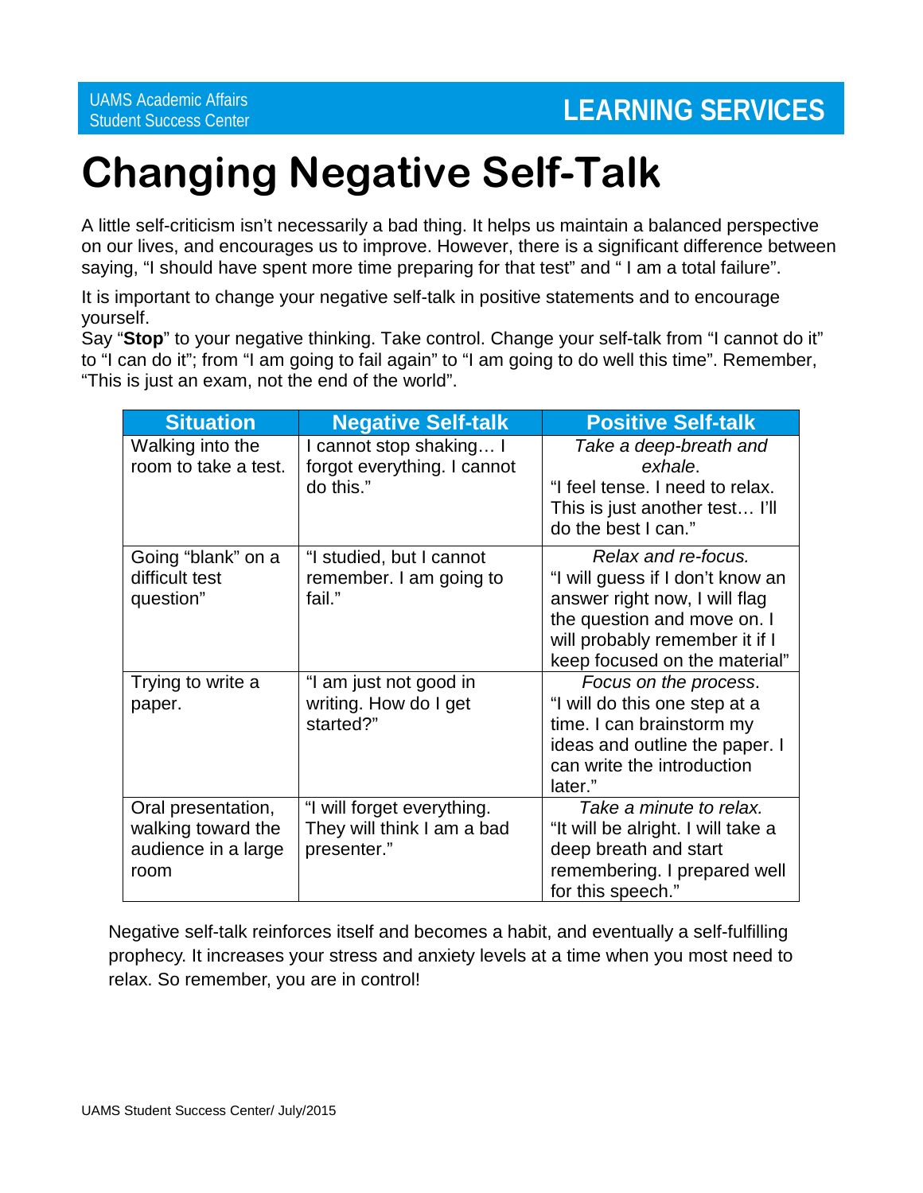UAMS Academic Affairs
Student Success Center

**LEARNING SERVICES**

# Changing Negative Self-Talk

A little self-criticism isn't necessarily a bad thing. It helps us maintain a balanced perspective on our lives, and encourages us to improve. However, there is a significant difference between saying, "I should have spent more time preparing for that test" and " I am a total failure".

It is important to change your negative self-talk in positive statements and to encourage yourself.
Say "**Stop**" to your negative thinking. Take control. Change your self-talk from "I cannot do it" to "I can do it"; from "I am going to fail again" to "I am going to do well this time". Remember, "This is just an exam, not the end of the world".

| Situation | Negative Self-talk | Positive Self-talk |
|---|---|---|
| Walking into the room to take a test. | I cannot stop shaking… I forgot everything. I cannot do this." | *Take a deep-breath and exhale*. "I feel tense. I need to relax. This is just another test… I'll do the best I can." |
| Going "blank" on a difficult test question" | "I studied, but I cannot remember. I am going to fail." | *Relax and re-focus.* "I will guess if I don't know an answer right now, I will flag the question and move on. I will probably remember it if I keep focused on the material" |
| Trying to write a paper. | "I am just not good in writing. How do I get started?" | *Focus on the process*. "I will do this one step at a time. I can brainstorm my ideas and outline the paper. I can write the introduction later." |
| Oral presentation, walking toward the audience in a large room | "I will forget everything. They will think I am a bad presenter." | *Take a minute to relax.* "It will be alright. I will take a deep breath and start remembering. I prepared well for this speech." |

Negative self-talk reinforces itself and becomes a habit, and eventually a self-fulfilling prophecy. It increases your stress and anxiety levels at a time when you most need to relax. So remember, you are in control!

UAMS Student Success Center/ July/2015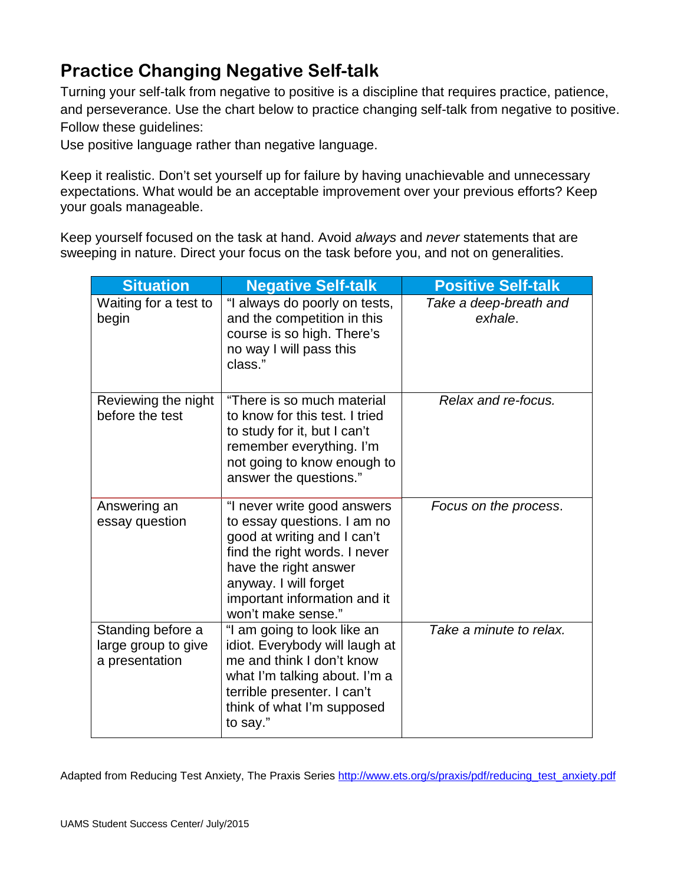## Practice Changing Negative Self-talk

Turning your self-talk from negative to positive is a discipline that requires practice, patience, and perseverance. Use the chart below to practice changing self-talk from negative to positive. Follow these guidelines:

Use positive language rather than negative language.

Keep it realistic. Don't set yourself up for failure by having unachievable and unnecessary expectations. What would be an acceptable improvement over your previous efforts? Keep your goals manageable.

Keep yourself focused on the task at hand. Avoid *always* and *never* statements that are sweeping in nature. Direct your focus on the task before you, and not on generalities.

| Situation | Negative Self-talk | Positive Self-talk |
|---|---|---|
| Waiting for a test to begin | "I always do poorly on tests, and the competition in this course is so high. There's no way I will pass this class." | *Take a deep-breath and exhale*. |
| Reviewing the night before the test | "There is so much material to know for this test. I tried to study for it, but I can't remember everything. I'm not going to know enough to answer the questions." | *Relax and re-focus.* |
| Answering an essay question | "I never write good answers to essay questions. I am no good at writing and I can't find the right words. I never have the right answer anyway. I will forget important information and it won't make sense." | *Focus on the process*. |
| Standing before a large group to give a presentation | "I am going to look like an idiot. Everybody will laugh at me and think I don't know what I'm talking about. I'm a terrible presenter. I can't think of what I'm supposed to say." | *Take a minute to relax.* |

Adapted from Reducing Test Anxiety, The Praxis Series http://www.ets.org/s/praxis/pdf/reducing_test_anxiety.pdf

UAMS Student Success Center/ July/2015